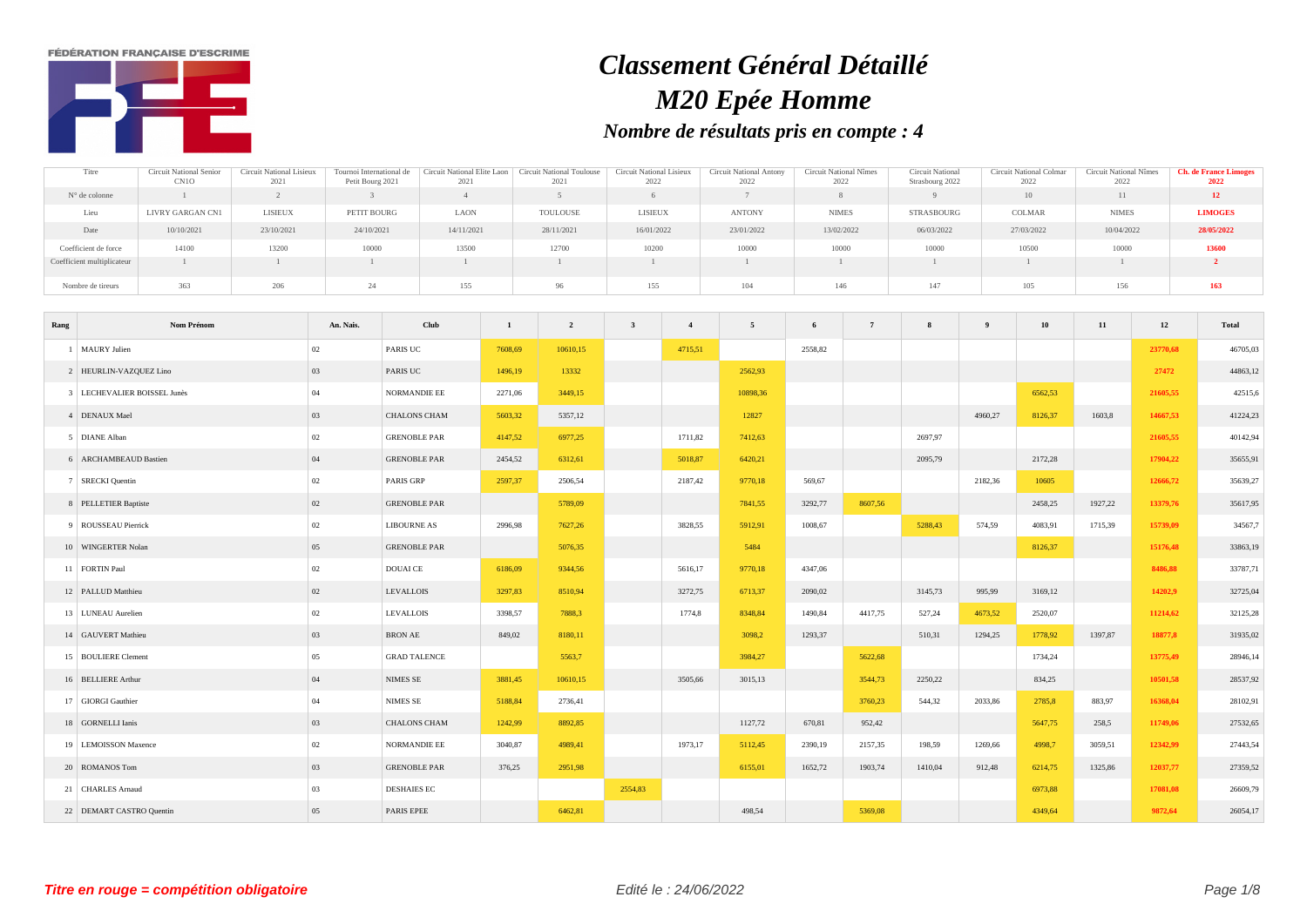FÉDÉRATION FRANÇAISE D'ESCRIME

# *Classement Général Détaillé*

# *M20 Epée Homme*

### *Nombre de résultats pris en compte : 4*

| Titre | Circuit National Senior CN1O | Circuit National Lisieux 2021 | Tournoi International de Petit Bourg 2021 | Circuit National Elite Laon 2021 | Circuit National Toulouse 2021 | Circuit National Lisieux 2022 | Circuit National Antony 2022 | Circuit National Nîmes 2022 | Circuit National Strasbourg 2022 | Circuit National Colmar 2022 | Circuit National Nîmes 2022 | **Ch. de France Limoges 2022** |
|---|---|---|---|---|---|---|---|---|---|---|---|---|
| N° de colonne | 1 | 2 | 3 | 4 | 5 | 6 | 7 | 8 | 9 | 10 | 11 | **12** |
| Lieu | LIVRY GARGAN CN1 | LISIEUX | PETIT BOURG | LAON | TOULOUSE | LISIEUX | ANTONY | NIMES | STRASBOURG | COLMAR | NIMES | **LIMOGES** |
| Date | 10/10/2021 | 23/10/2021 | 24/10/2021 | 14/11/2021 | 28/11/2021 | 16/01/2022 | 23/01/2022 | 13/02/2022 | 06/03/2022 | 27/03/2022 | 10/04/2022 | **28/05/2022** |
| Coefficient de force | 14100 | 13200 | 10000 | 13500 | 12700 | 10200 | 10000 | 10000 | 10000 | 10500 | 10000 | **13600** |
| Coefficient multiplicateur | 1 | 1 | 1 | 1 | 1 | 1 | 1 | 1 | 1 | 1 | 1 | **2** |
| Nombre de tireurs | 363 | 206 | 24 | 155 | 96 | 155 | 104 | 146 | 147 | 105 | 156 | **163** |

| Rang | Nom Prénom | An. Nais. | Club | 1 | 2 | 3 | 4 | 5 | 6 | 7 | 8 | 9 | 10 | 11 | 12 | Total |
|---|---|---|---|---|---|---|---|---|---|---|---|---|---|---|---|---|
| 1 | MAURY Julien | 02 | PARIS UC | 7608,69 | 10610,15 | | 4715,51 | | 2558,82 | | | | | | 23770,68 | 46705,03 |
| 2 | HEURLIN-VAZQUEZ Lino | 03 | PARIS UC | 1496,19 | 13332 | | | 2562,93 | | | | | | | 27472 | 44863,12 |
| 3 | LECHEVALIER BOISSEL Junès | 04 | NORMANDIE EE | 2271,06 | 3449,15 | | | 10898,36 | | | | | 6562,53 | | 21605,55 | 42515,6 |
| 4 | DENAUX Mael | 03 | CHALONS CHAM | 5603,32 | 5357,12 | | | 12827 | | | | 4960,27 | 8126,37 | 1603,8 | 14667,53 | 41224,23 |
| 5 | DIANE Alban | 02 | GRENOBLE PAR | 4147,52 | 6977,25 | | 1711,82 | 7412,63 | | | 2697,97 | | | | 21605,55 | 40142,94 |
| 6 | ARCHAMBEAUD Bastien | 04 | GRENOBLE PAR | 2454,52 | 6312,61 | | 5018,87 | 6420,21 | | | 2095,79 | | 2172,28 | | 17904,22 | 35655,91 |
| 7 | SRECKI Quentin | 02 | PARIS GRP | 2597,37 | 2506,54 | | 2187,42 | 9770,18 | 569,67 | | | 2182,36 | 10605 | | 12666,72 | 35639,27 |
| 8 | PELLETIER Baptiste | 02 | GRENOBLE PAR | | 5789,09 | | | 7841,55 | 3292,77 | 8607,56 | | | 2458,25 | 1927,22 | 13379,76 | 35617,95 |
| 9 | ROUSSEAU Pierrick | 02 | LIBOURNE AS | 2996,98 | 7627,26 | | 3828,55 | 5912,91 | 1008,67 | | 5288,43 | 574,59 | 4083,91 | 1715,39 | 15739,09 | 34567,7 |
| 10 | WINGERTER Nolan | 05 | GRENOBLE PAR | | 5076,35 | | | 5484 | | | | | 8126,37 | | 15176,48 | 33863,19 |
| 11 | FORTIN Paul | 02 | DOUAI CE | 6186,09 | 9344,56 | | 5616,17 | 9770,18 | 4347,06 | | | | | | 8486,88 | 33787,71 |
| 12 | PALLUD Matthieu | 02 | LEVALLOIS | 3297,83 | 8510,94 | | 3272,75 | 6713,37 | 2090,02 | | 3145,73 | 995,99 | 3169,12 | | 14202,9 | 32725,04 |
| 13 | LUNEAU Aurelien | 02 | LEVALLOIS | 3398,57 | 7888,3 | | 1774,8 | 8348,84 | 1490,84 | 4417,75 | 527,24 | 4673,52 | 2520,07 | | 11214,62 | 32125,28 |
| 14 | GAUVERT Mathieu | 03 | BRON AE | 849,02 | 8180,11 | | | 3098,2 | 1293,37 | | 510,31 | 1294,25 | 1778,92 | 1397,87 | 18877,8 | 31935,02 |
| 15 | BOULIERE Clement | 05 | GRAD TALENCE | | 5563,7 | | | 3984,27 | | 5622,68 | | | 1734,24 | | 13775,49 | 28946,14 |
| 16 | BELLIERE Arthur | 04 | NIMES SE | 3881,45 | 10610,15 | | 3505,66 | 3015,13 | | 3544,73 | 2250,22 | | 834,25 | | 10501,58 | 28537,92 |
| 17 | GIORGI Gauthier | 04 | NIMES SE | 5188,84 | 2736,41 | | | | | 3760,23 | 544,32 | 2033,86 | 2785,8 | 883,97 | 16368,04 | 28102,91 |
| 18 | GORNELLI Ianis | 03 | CHALONS CHAM | 1242,99 | 8892,85 | | | 1127,72 | 670,81 | 952,42 | | | 5647,75 | 258,5 | 11749,06 | 27532,65 |
| 19 | LEMOISSON Maxence | 02 | NORMANDIE EE | 3040,87 | 4989,41 | | 1973,17 | 5112,45 | 2390,19 | 2157,35 | 198,59 | 1269,66 | 4998,7 | 3059,51 | 12342,99 | 27443,54 |
| 20 | ROMANOS Tom | 03 | GRENOBLE PAR | 376,25 | 2951,98 | | | 6155,01 | 1652,72 | 1903,74 | 1410,04 | 912,48 | 6214,75 | 1325,86 | 12037,77 | 27359,52 |
| 21 | CHARLES Arnaud | 03 | DESHAIES EC | | | 2554,83 | | | | | | | 6973,88 | | 17081,08 | 26609,79 |
| 22 | DEMART CASTRO Quentin | 05 | PARIS EPEE | | 6462,81 | | | 498,54 | | 5369,08 | | | 4349,64 | | 9872,64 | 26054,17 |

***Titre en rouge = compétition obligatoire***

*Edité le : 24/06/2022*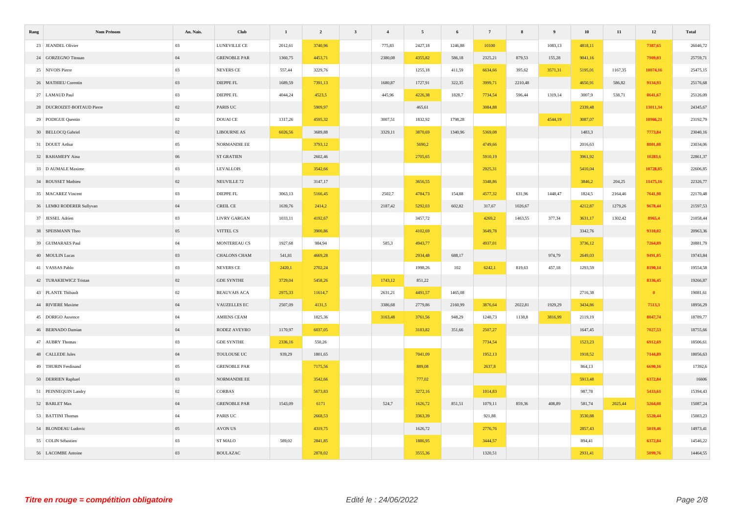| Rang | Nom Prénom | An. Nais. | Club | 1 | 2 | 3 | 4 | 5 | 6 | 7 | 8 | 9 | 10 | 11 | 12 | Total |
|---|---|---|---|---|---|---|---|---|---|---|---|---|---|---|---|---|
| 23 | JEANDEL Olivier | 03 | LUNEVILLE CE | 2012,61 | 3740,96 | | 775,83 | 2427,18 | 1246,88 | 10100 | | 1083,13 | 4818,11 | | 7387,65 | 26046,72 |
| 24 | GORZEGNO Titouan | 04 | GRENOBLE PAR | 1360,75 | 4453,71 | | 2380,08 | 4355,82 | 586,18 | 2325,21 | 879,53 | 155,28 | 9041,16 | | 7909,03 | 25759,71 |
| 25 | NIVOIS Pierre | 03 | NEVERS CE | 557,44 | 3229,76 | | | 1255,18 | 411,59 | 6634,66 | 395,62 | 3571,31 | 5195,01 | 1167,35 | 10074,16 | 25475,15 |
| 26 | MATHIEU Corentin | 03 | DIEPPE FL | 1689,59 | 7391,13 | | 1680,87 | 1727,91 | 322,35 | 3999,71 | 2210,48 | | 4650,91 | 586,82 | 9134,93 | 25176,68 |
| 27 | LAMAUD Paul | 03 | DIEPPE FL | 4044,24 | 4523,5 | | 445,96 | 4226,38 | 1828,7 | 7734,54 | 596,44 | 1319,14 | 3007,9 | 538,71 | 8641,67 | 25126,09 |
| 28 | DUCROIZET-BOITAUD Pierre | 02 | PARIS UC | | 5909,97 | | | 465,61 | | 3084,88 | | | 2339,48 | | 13011,34 | 24345,67 |
| 29 | PODIGUE Quentin | 02 | DOUAI CE | 1317,26 | 4595,32 | | 3007,51 | 1832,92 | 1798,28 | | | 4544,19 | 3087,07 | | 10966,21 | 23192,79 |
| 30 | BELLOCQ Gabriel | 02 | LIBOURNE AS | 6026,56 | 3689,88 | | 3329,11 | 3870,69 | 1340,96 | 5369,08 | | | 1483,3 | | 7773,84 | 23040,16 |
| 31 | DOUET Arthur | 05 | NORMANDIE EE | | 3793,12 | | | 5690,2 | | 4749,66 | | | 2016,63 | | 8801,08 | 23034,06 |
| 32 | RAHAMEFY Aina | 06 | ST GRATIEN | | 2602,46 | | | 2705,65 | | 5910,19 | | | 3961,92 | | 10283,6 | 22861,37 |
| 33 | D AUMALE Maxime | 03 | LEVALLOIS | | 3542,66 | | | | | 2925,31 | | | 5410,04 | | 10728,85 | 22606,85 |
| 34 | ROUSSET Mathieu | 02 | NEUVILLE 72 | | 3147,17 | | | 3656,55 | | 3348,86 | | | 3846,2 | 204,25 | 11475,16 | 22326,77 |
| 35 | MACAREZ Vincent | 03 | DIEPPE FL | 3063,13 | 5166,45 | | 2502,7 | 4784,73 | 154,88 | 4577,32 | 631,96 | 1448,47 | 1824,5 | 2164,46 | 7641,98 | 22170,48 |
| 36 | LEMKI RODERER Sullyvan | 04 | CREIL CE | 1639,76 | 2414,2 | | 2187,42 | 5292,03 | 602,82 | 317,67 | 1026,67 | | 4212,87 | 1279,26 | 9678,44 | 21597,53 |
| 37 | JESSEL Adrien | 03 | LIVRY GARGAN | 1033,11 | 4192,67 | | | 3457,72 | | 4269,2 | 1463,55 | 377,34 | 3631,17 | 1302,42 | 8965,4 | 21058,44 |
| 38 | SPEISMANN Theo | 05 | VITTEL CS | | 3900,86 | | | 4102,69 | | 3649,78 | | | 3342,76 | | 9310,02 | 20963,36 |
| 39 | GUIMARAES Paul | 04 | MONTEREAU CS | 1927,68 | 984,94 | | 585,3 | 4943,77 | | 4937,01 | | | 3736,12 | | 7264,89 | 20881,79 |
| 40 | MOULIN Lucas | 03 | CHALONS CHAM | 541,81 | 4669,28 | | | 2934,48 | 688,17 | | | 974,79 | 2649,03 | | 9491,05 | 19743,84 |
| 41 | VASSAS Pablo | 03 | NEVERS CE | 2420,1 | 2702,24 | | | 1998,26 | 102 | 6242,1 | 819,63 | 457,18 | 1293,59 | | 8190,14 | 19554,58 |
| 42 | TURAKIEWICZ Tristan | 02 | GDE SYNTHE | 3729,04 | 5458,26 | | 1743,12 | 851,22 | | | | | | | 8336,45 | 19266,87 |
| 43 | PLANTE Thibault | 02 | BEAUVAIS ACA | 2975,33 | 11614,7 | | 2631,21 | 4491,57 | 1465,08 | | | | 2716,38 | | 0 | 19081,61 |
| 44 | RIVIERE Maxime | 04 | VAUZELLES EC | 2507,09 | 4131,5 | | 3386,68 | 2779,86 | 2160,99 | 3876,64 | 2022,81 | 1929,29 | 3434,86 | | 7513,3 | 18956,29 |
| 45 | DORIGO Auxence | 04 | AMIENS CEAM | | 1825,36 | | 3163,48 | 3761,56 | 948,29 | 1248,73 | 1138,8 | 3816,99 | 2119,19 | | 8047,74 | 18789,77 |
| 46 | BERNADO Damian | 04 | RODEZ AVEYRO | 1170,97 | 6037,05 | | | 3183,82 | 351,66 | 2507,27 | | | 1647,45 | | 7027,53 | 18755,66 |
| 47 | AUBRY Thomas | 03 | GDE SYNTHE | 2336,16 | 550,26 | | | | | 7734,54 | | | 1523,23 | | 6912,69 | 18506,61 |
| 48 | CALLEDE Jules | 04 | TOULOUSE UC | 939,29 | 1801,65 | | | 7041,09 | | 1952,13 | | | 1918,52 | | 7144,89 | 18056,63 |
| 49 | THURIN Ferdinand | 05 | GRENOBLE PAR | | 7175,56 | | | 889,08 | | 2637,8 | | | 864,13 | | 6690,16 | 17392,6 |
| 50 | DERRIEN Raphael | 03 | NORMANDIE EE | | 3542,66 | | | 777,02 | | | | | 5913,48 | | 6372,84 | 16606 |
| 51 | PEINNEQUIN Landry | 02 | CORBAS | | 5673,83 | | | 3272,16 | | 1014,83 | | | 987,78 | | 5433,61 | 15394,43 |
| 52 | BARLET Max | 04 | GRENOBLE PAR | 1543,09 | 6171 | | 524,7 | 1626,72 | 851,51 | 1079,11 | 859,36 | 408,89 | 581,74 | 2025,44 | 5264,08 | 15087,24 |
| 53 | BATTINI Thomas | 04 | PARIS UC | | 2668,53 | | | 3363,39 | | 921,88 | | | 3530,88 | | 5520,44 | 15083,23 |
| 54 | BLONDEAU Ludovic | 05 | AVON US | | 4319,75 | | | 1626,72 | | 2776,76 | | | 2857,43 | | 5019,46 | 14973,41 |
| 55 | COLIN Sébastien | 03 | ST MALO | 589,02 | 2841,85 | | | 1886,95 | | 3444,57 | | | 894,41 | | 6372,84 | 14546,22 |
| 56 | LACOMBE Antoine | 03 | BOULAZAC | | 2878,02 | | | 3555,36 | | 1320,51 | | | 2931,41 | | 5099,76 | 14464,55 |

*Titre en rouge = compétition obligatoire*

*Edité le : 24/06/2022*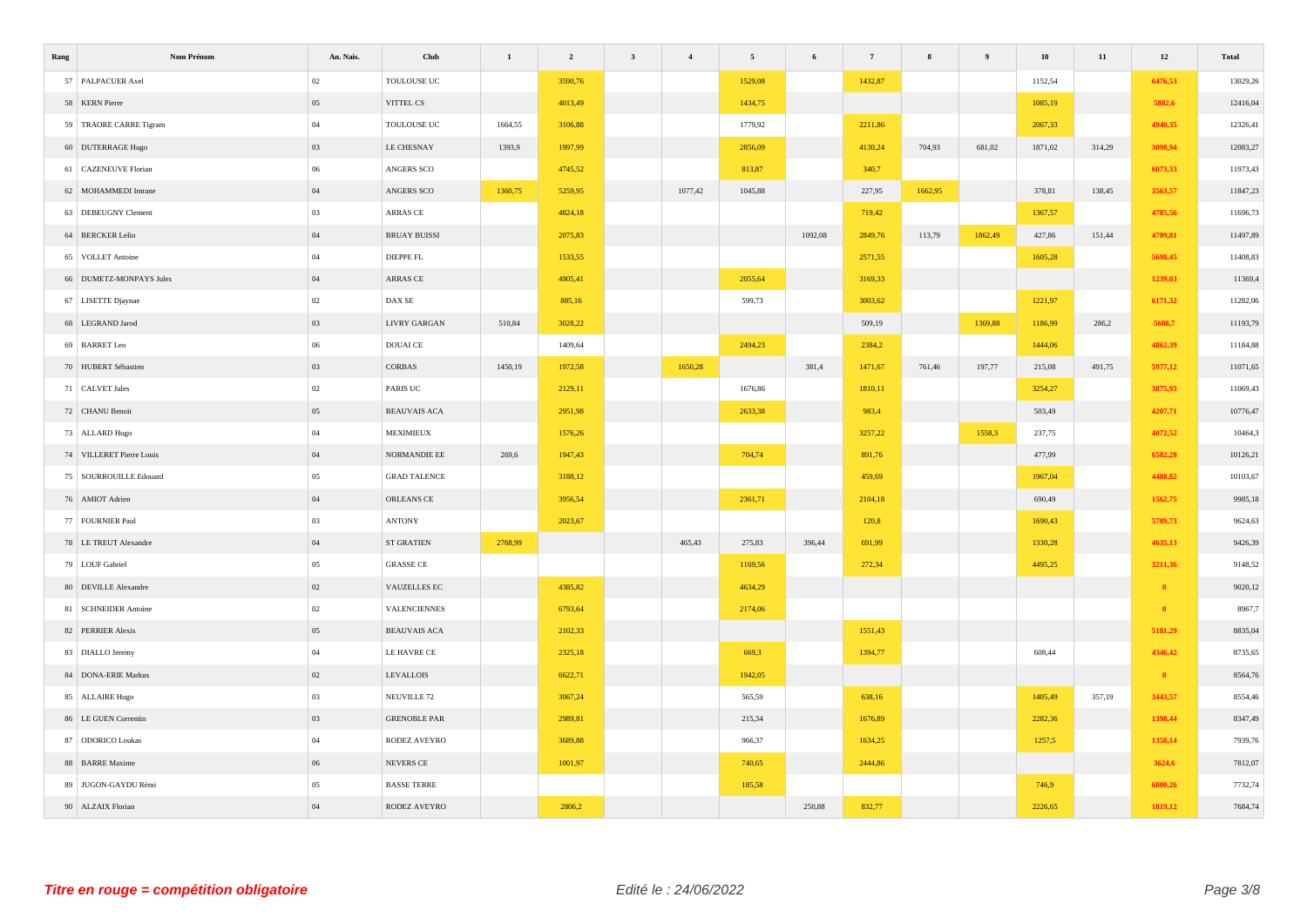| Rang | Nom Prénom | An. Nais. | Club | 1 | 2 | 3 | 4 | 5 | 6 | 7 | 8 | 9 | 10 | 11 | 12 | Total |
|---|---|---|---|---|---|---|---|---|---|---|---|---|---|---|---|---|
| 57 | PALPACUER Axel | 02 | TOULOUSE UC | | 3590,76 | | | 1529,08 | | 1432,87 | | | 1152,54 | | 6476,53 | 13029,26 |
| 58 | KERN Pierre | 05 | VITTEL CS | | 4013,49 | | | 1434,75 | | | | | 1085,19 | | 5882,6 | 12416,04 |
| 59 | TRAORE CARRE Tigram | 04 | TOULOUSE UC | 1664,55 | 3106,88 | | | 1779,92 | | 2211,86 | | | 2067,33 | | 4940,35 | 12326,41 |
| 60 | DUTERRAGE Hugo | 03 | LE CHESNAY | 1393,9 | 1997,99 | | | 2856,09 | | 4130,24 | 704,93 | 681,02 | 1871,02 | 314,29 | 3098,94 | 12083,27 |
| 61 | CAZENEUVE Florian | 06 | ANGERS SCO | | 4745,52 | | | 813,87 | | 340,7 | | | | | 6073,33 | 11973,43 |
| 62 | MOHAMMEDI Imrane | 04 | ANGERS SCO | 1360,75 | 5259,95 | | 1077,42 | 1045,88 | | 227,95 | 1662,95 | | 378,81 | 138,45 | 3563,57 | 11847,23 |
| 63 | DEBEUGNY Clement | 03 | ARRAS CE | | 4824,18 | | | | | 719,42 | | | 1367,57 | | 4785,56 | 11696,73 |
| 64 | BERCKER Lelio | 04 | BRUAY BUISSI | | 2075,83 | | | | 1092,08 | 2849,76 | 113,79 | 1862,49 | 427,86 | 151,44 | 4709,81 | 11497,89 |
| 65 | VOLLET Antoine | 04 | DIEPPE FL | | 1533,55 | | | | | 2571,55 | | | 1605,28 | | 5698,45 | 11408,83 |
| 66 | DUMETZ-MONPAYS Jules | 04 | ARRAS CE | | 4905,41 | | | 2055,64 | | 3169,33 | | | | | 1239,03 | 11369,4 |
| 67 | LISETTE Djaynae | 02 | DAX SE | | 885,16 | | | 599,73 | | 3003,62 | | | 1221,97 | | 6171,32 | 11282,06 |
| 68 | LEGRAND Jarod | 03 | LIVRY GARGAN | 510,84 | 3028,22 | | | | | 509,19 | | 1369,88 | 1186,99 | 286,2 | 5608,7 | 11193,79 |
| 69 | BARRET Leo | 06 | DOUAI CE | | 1409,64 | | | 2494,23 | | 2384,2 | | | 1444,06 | | 4062,39 | 11184,88 |
| 70 | HUBERT Sébastien | 03 | CORBAS | 1450,19 | 1972,58 | | 1650,28 | | 381,4 | 1471,67 | 761,46 | 197,77 | 215,08 | 491,75 | 5977,12 | 11071,65 |
| 71 | CALVET Jules | 02 | PARIS UC | | 2129,11 | | | 1676,86 | | 1810,11 | | | 3254,27 | | 3875,93 | 11069,43 |
| 72 | CHANU Benoit | 05 | BEAUVAIS ACA | | 2951,98 | | | 2633,38 | | 983,4 | | | 503,49 | | 4207,71 | 10776,47 |
| 73 | ALLARD Hugo | 04 | MEXIMIEUX | | 1576,26 | | | | | 3257,22 | | 1558,3 | 237,75 | | 4072,52 | 10464,3 |
| 74 | VILLERET Pierre Louis | 04 | NORMANDIE EE | 269,6 | 1947,43 | | | 704,74 | | 891,76 | | | 477,99 | | 6582,28 | 10126,21 |
| 75 | SOURROUILLE Edouard | 05 | GRAD TALENCE | | 3188,12 | | | | | 459,69 | | | 1967,04 | | 4488,82 | 10103,67 |
| 76 | AMIOT Adrien | 04 | ORLEANS CE | | 3956,54 | | | 2361,71 | | 2104,18 | | | 690,49 | | 1562,75 | 9985,18 |
| 77 | FOURNIER Paul | 03 | ANTONY | | 2023,67 | | | | | 120,8 | | | 1690,43 | | 5789,73 | 9624,63 |
| 78 | LE TREUT Alexandre | 04 | ST GRATIEN | 2768,99 | | | 465,43 | 275,83 | 396,44 | 691,99 | | | 1330,28 | | 4635,13 | 9426,39 |
| 79 | LOUF Gabriel | 05 | GRASSE CE | | | | | 1169,56 | | 272,34 | | | 4495,25 | | 3211,36 | 9148,52 |
| 80 | DEVILLE Alexandre | 02 | VAUZELLES EC | | 4385,82 | | | 4634,29 | | | | | | | 0 | 9020,12 |
| 81 | SCHNEIDER Antoine | 02 | VALENCIENNES | | 6793,64 | | | 2174,06 | | | | | | | 0 | 8967,7 |
| 82 | PERRIER Alexis | 05 | BEAUVAIS ACA | | 2102,33 | | | | | 1551,43 | | | | | 5181,29 | 8835,04 |
| 83 | DIALLO Jeremy | 04 | LE HAVRE CE | | 2325,18 | | | 669,3 | | 1394,77 | | | 608,44 | | 4346,42 | 8735,65 |
| 84 | DONA-ERIE Markus | 02 | LEVALLOIS | | 6622,71 | | | 1942,05 | | | | | | | 0 | 8564,76 |
| 85 | ALLAIRE Hugo | 03 | NEUVILLE 72 | | 3067,24 | | | 565,59 | | 638,16 | | | 1405,49 | 357,19 | 3443,57 | 8554,46 |
| 86 | LE GUEN Correntin | 03 | GRENOBLE PAR | | 2989,81 | | | 215,34 | | 1676,89 | | | 2282,36 | | 1398,44 | 8347,49 |
| 87 | ODORICO Loukas | 04 | RODEZ AVEYRO | | 3689,88 | | | 966,37 | | 1634,25 | | | 1257,5 | | 1358,14 | 7939,76 |
| 88 | BARRE Maxime | 06 | NEVERS CE | | 1001,97 | | | 740,65 | | 2444,86 | | | | | 3624,6 | 7812,07 |
| 89 | JUGON-GAYDU Rémi | 05 | BASSE TERRE | | | | | 185,58 | | | | | 746,9 | | 6800,26 | 7732,74 |
| 90 | ALZAIX Florian | 04 | RODEZ AVEYRO | | 2806,2 | | | | 250,88 | 832,77 | | | 2226,65 | | 1819,12 | 7684,74 |

*Titre en rouge = compétition obligatoire*

*Edité le : 24/06/2022*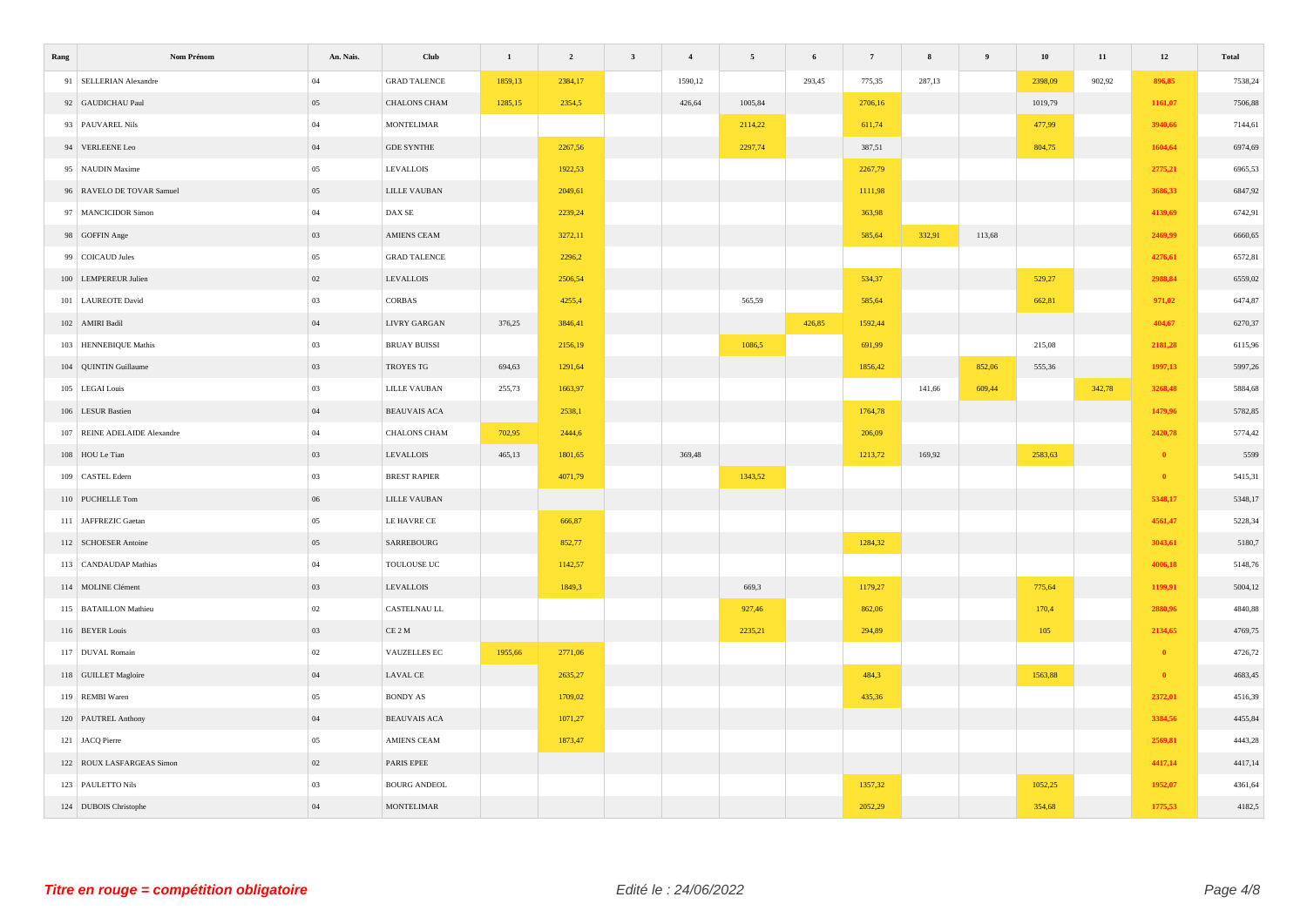| Rang | Nom Prénom | An. Nais. | Club | 1 | 2 | 3 | 4 | 5 | 6 | 7 | 8 | 9 | 10 | 11 | 12 | Total |
|---|---|---|---|---|---|---|---|---|---|---|---|---|---|---|---|---|
| 91 | SELLERIAN Alexandre | 04 | GRAD TALENCE | 1859,13 | 2384,17 | | 1590,12 | | 293,45 | 775,35 | 287,13 | | 2398,09 | 902,92 | 896,85 | 7538,24 |
| 92 | GAUDICHAU Paul | 05 | CHALONS CHAM | 1285,15 | 2354,5 | | 426,64 | 1005,84 | | 2706,16 | | | 1019,79 | | 1161,07 | 7506,88 |
| 93 | PAUVAREL Nils | 04 | MONTELIMAR | | | | | 2114,22 | | 611,74 | | | 477,99 | | 3940,66 | 7144,61 |
| 94 | VERLEENE Leo | 04 | GDE SYNTHE | | 2267,56 | | | 2297,74 | | 387,51 | | | 804,75 | | 1604,64 | 6974,69 |
| 95 | NAUDIN Maxime | 05 | LEVALLOIS | | 1922,53 | | | | | 2267,79 | | | | | 2775,21 | 6965,53 |
| 96 | RAVELO DE TOVAR Samuel | 05 | LILLE VAUBAN | | 2049,61 | | | | | 1111,98 | | | | | 3686,33 | 6847,92 |
| 97 | MANCICIDOR Simon | 04 | DAX SE | | 2239,24 | | | | | 363,98 | | | | | 4139,69 | 6742,91 |
| 98 | GOFFIN Ange | 03 | AMIENS CEAM | | 3272,11 | | | | | 585,64 | 332,91 | 113,68 | | | 2469,99 | 6660,65 |
| 99 | COICAUD Jules | 05 | GRAD TALENCE | | 2296,2 | | | | | | | | | | 4276,61 | 6572,81 |
| 100 | LEMPEREUR Julien | 02 | LEVALLOIS | | 2506,54 | | | | | 534,37 | | | 529,27 | | 2988,84 | 6559,02 |
| 101 | LAUREOTE David | 03 | CORBAS | | 4255,4 | | | 565,59 | | 585,64 | | | 662,81 | | 971,02 | 6474,87 |
| 102 | AMIRI Badil | 04 | LIVRY GARGAN | 376,25 | 3846,41 | | | | 426,85 | 1592,44 | | | | | 404,67 | 6270,37 |
| 103 | HENNEBIQUE Mathis | 03 | BRUAY BUISSI | | 2156,19 | | | 1086,5 | | 691,99 | | | 215,08 | | 2181,28 | 6115,96 |
| 104 | QUINTIN Guillaume | 03 | TROYES TG | 694,63 | 1291,64 | | | | | 1856,42 | | 852,06 | 555,36 | | 1997,13 | 5997,26 |
| 105 | LEGAI Louis | 03 | LILLE VAUBAN | 255,73 | 1663,97 | | | | | | 141,66 | 609,44 | | 342,78 | 3268,48 | 5884,68 |
| 106 | LESUR Bastien | 04 | BEAUVAIS ACA | | 2538,1 | | | | | 1764,78 | | | | | 1479,96 | 5782,85 |
| 107 | REINE ADELAIDE Alexandre | 04 | CHALONS CHAM | 702,95 | 2444,6 | | | | | 206,09 | | | | | 2420,78 | 5774,42 |
| 108 | HOU Le Tian | 03 | LEVALLOIS | 465,13 | 1801,65 | | 369,48 | | | 1213,72 | 169,92 | | 2583,63 | | 0 | 5599 |
| 109 | CASTEL Edern | 03 | BREST RAPIER | | 4071,79 | | | 1343,52 | | | | | | | 0 | 5415,31 |
| 110 | PUCHELLE Tom | 06 | LILLE VAUBAN | | | | | | | | | | | | 5348,17 | 5348,17 |
| 111 | JAFFREZIC Gaetan | 05 | LE HAVRE CE | | 666,87 | | | | | | | | | | 4561,47 | 5228,34 |
| 112 | SCHOESER Antoine | 05 | SARREBOURG | | 852,77 | | | | | 1284,32 | | | | | 3043,61 | 5180,7 |
| 113 | CANDAUDAP Mathias | 04 | TOULOUSE UC | | 1142,57 | | | | | | | | | | 4006,18 | 5148,76 |
| 114 | MOLINE Clément | 03 | LEVALLOIS | | 1849,3 | | | 669,3 | | 1179,27 | | | 775,64 | | 1199,91 | 5004,12 |
| 115 | BATAILLON Mathieu | 02 | CASTELNAU LL | | | | | 927,46 | | 862,06 | | | 170,4 | | 2880,96 | 4840,88 |
| 116 | BEYER Louis | 03 | CE 2 M | | | | | 2235,21 | | 294,89 | | | 105 | | 2134,65 | 4769,75 |
| 117 | DUVAL Romain | 02 | VAUZELLES EC | 1955,66 | 2771,06 | | | | | | | | | | 0 | 4726,72 |
| 118 | GUILLET Magloire | 04 | LAVAL CE | | 2635,27 | | | | | 484,3 | | | 1563,88 | | 0 | 4683,45 |
| 119 | REMBI Waren | 05 | BONDY AS | | 1709,02 | | | | | 435,36 | | | | | 2372,01 | 4516,39 |
| 120 | PAUTREL Anthony | 04 | BEAUVAIS ACA | | 1071,27 | | | | | | | | | | 3384,56 | 4455,84 |
| 121 | JACQ Pierre | 05 | AMIENS CEAM | | 1873,47 | | | | | | | | | | 2569,81 | 4443,28 |
| 122 | ROUX LASFARGEAS Simon | 02 | PARIS EPEE | | | | | | | | | | | | 4417,14 | 4417,14 |
| 123 | PAULETTO Nils | 03 | BOURG ANDEOL | | | | | | | 1357,32 | | | 1052,25 | | 1952,07 | 4361,64 |
| 124 | DUBOIS Christophe | 04 | MONTELIMAR | | | | | | | 2052,29 | | | 354,68 | | 1775,53 | 4182,5 |

*Titre en rouge = compétition obligatoire*

*Edité le : 24/06/2022*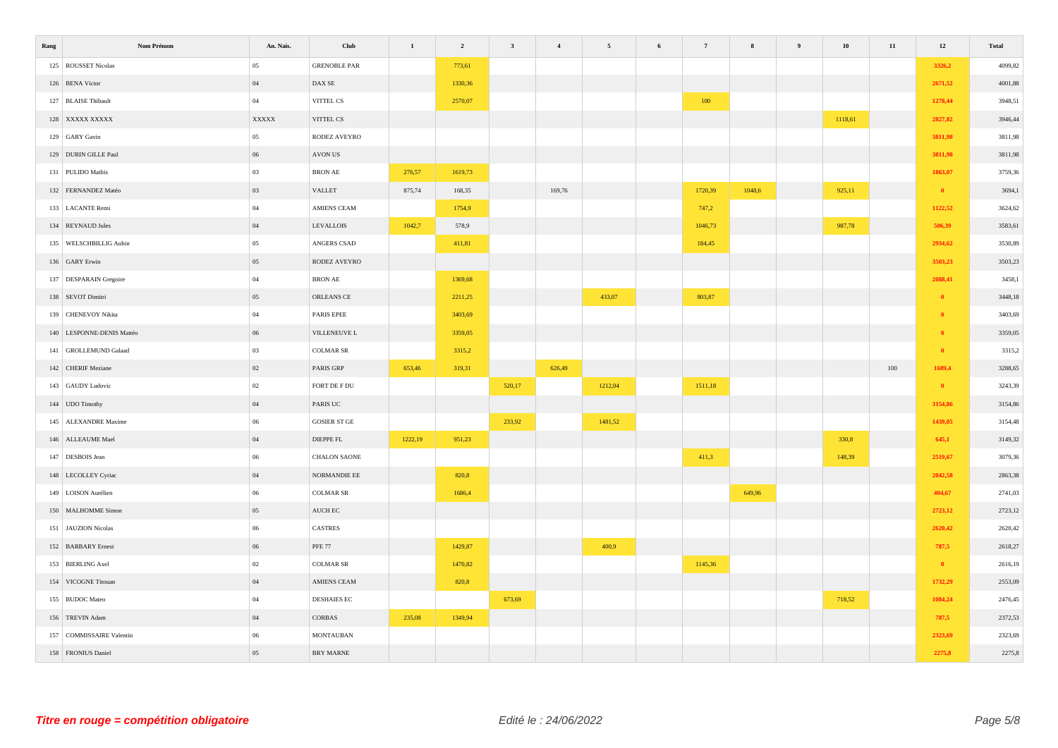| Rang | Nom Prénom | An. Nais. | Club | 1 | 2 | 3 | 4 | 5 | 6 | 7 | 8 | 9 | 10 | 11 | 12 | Total |
|---|---|---|---|---|---|---|---|---|---|---|---|---|---|---|---|---|
| 125 | ROUSSET Nicolas | 05 | GRENOBLE PAR | | 773,61 | | | | | | | | | | 3326,2 | 4099,82 |
| 126 | BENA Victor | 04 | DAX SE | | 1330,36 | | | | | | | | | | 2671,52 | 4001,88 |
| 127 | BLAISE Thibault | 04 | VITTEL CS | | 2570,07 | | | | | 100 | | | | | 1278,44 | 3948,51 |
| 128 | XXXXX XXXXX | XXXXX | VITTEL CS | | | | | | | | | | 1118,61 | | 2827,82 | 3946,44 |
| 129 | GARY Gavin | 05 | RODEZ AVEYRO | | | | | | | | | | | | 3811,98 | 3811,98 |
| 129 | DURIN GILLE Paul | 06 | AVON US | | | | | | | | | | | | 3811,98 | 3811,98 |
| 131 | PULIDO Mathis | 03 | BRON AE | 276,57 | 1619,73 | | | | | | | | | | 1863,07 | 3759,36 |
| 132 | FERNANDEZ Matéo | 03 | VALLET | 875,74 | 168,35 | | 169,76 | | | 1720,39 | 1048,6 | | 925,11 | | 0 | 3694,1 |
| 133 | LACANTE Remi | 04 | AMIENS CEAM | | 1754,9 | | | | | 747,2 | | | | | 1122,52 | 3624,62 |
| 134 | REYNAUD Jules | 04 | LEVALLOIS | 1042,7 | 578,9 | | | | | 1046,73 | | | 987,78 | | 506,39 | 3583,61 |
| 135 | WELSCHBILLIG Aubin | 05 | ANGERS CSAD | | 411,81 | | | | | 184,45 | | | | | 2934,62 | 3530,89 |
| 136 | GARY Erwin | 05 | RODEZ AVEYRO | | | | | | | | | | | | 3503,23 | 3503,23 |
| 137 | DESPARAIN Gregoire | 04 | BRON AE | | 1369,68 | | | | | | | | | | 2088,41 | 3458,1 |
| 138 | SEVOT Dimitri | 05 | ORLEANS CE | | 2211,25 | | | 433,07 | | 803,87 | | | | | 0 | 3448,18 |
| 139 | CHENEVOY Nikita | 04 | PARIS EPEE | | 3403,69 | | | | | | | | | | 0 | 3403,69 |
| 140 | LESPONNE-DENIS Mattéo | 06 | VILLENEUVE L | | 3359,05 | | | | | | | | | | 0 | 3359,05 |
| 141 | GROLLEMUND Galaad | 03 | COLMAR SR | | 3315,2 | | | | | | | | | | 0 | 3315,2 |
| 142 | CHERIF Meziane | 02 | PARIS GRP | 653,46 | 319,31 | | 626,49 | | | | | | | 100 | 1689,4 | 3288,65 |
| 143 | GAUDY Ludovic | 02 | FORT DE F DU | | | 520,17 | | 1212,04 | | 1511,18 | | | | | 0 | 3243,39 |
| 144 | UDO Timothy | 04 | PARIS UC | | | | | | | | | | | | 3154,86 | 3154,86 |
| 145 | ALEXANDRE Maxime | 06 | GOSIER ST GE | | | 233,92 | | 1481,52 | | | | | | | 1439,05 | 3154,48 |
| 146 | ALLEAUME Mael | 04 | DIEPPE FL | 1222,19 | 951,23 | | | | | | | | 330,8 | | 645,1 | 3149,32 |
| 147 | DESBOIS Jean | 06 | CHALON SAONE | | | | | | | 411,3 | | | 148,39 | | 2519,67 | 3079,36 |
| 148 | LECOLLEY Cyriac | 04 | NORMANDIE EE | | 820,8 | | | | | | | | | | 2042,58 | 2863,38 |
| 149 | LOISON Aurélien | 06 | COLMAR SR | | 1686,4 | | | | | | 649,96 | | | | 404,67 | 2741,03 |
| 150 | MALHOMME Simon | 05 | AUCH EC | | | | | | | | | | | | 2723,12 | 2723,12 |
| 151 | JAUZION Nicolas | 06 | CASTRES | | | | | | | | | | | | 2620,42 | 2620,42 |
| 152 | BARBARY Ernest | 06 | PFE 77 | | 1429,87 | | | 400,9 | | | | | | | 787,5 | 2618,27 |
| 153 | BIERLING Axel | 02 | COLMAR SR | | 1470,82 | | | | | 1145,36 | | | | | 0 | 2616,19 |
| 154 | VICOGNE Titouan | 04 | AMIENS CEAM | | 820,8 | | | | | | | | | | 1732,29 | 2553,09 |
| 155 | BUDOC Mateo | 04 | DESHAIES EC | | | 673,69 | | | | | | | 718,52 | | 1084,24 | 2476,45 |
| 156 | TREVIN Adam | 04 | CORBAS | 235,08 | 1349,94 | | | | | | | | | | 787,5 | 2372,53 |
| 157 | COMMISSAIRE Valentin | 06 | MONTAUBAN | | | | | | | | | | | | 2323,69 | 2323,69 |
| 158 | FRONIUS Daniel | 05 | BRY MARNE | | | | | | | | | | | | 2275,8 | 2275,8 |

***Titre en rouge = compétition obligatoire***

*Edité le : 24/06/2022*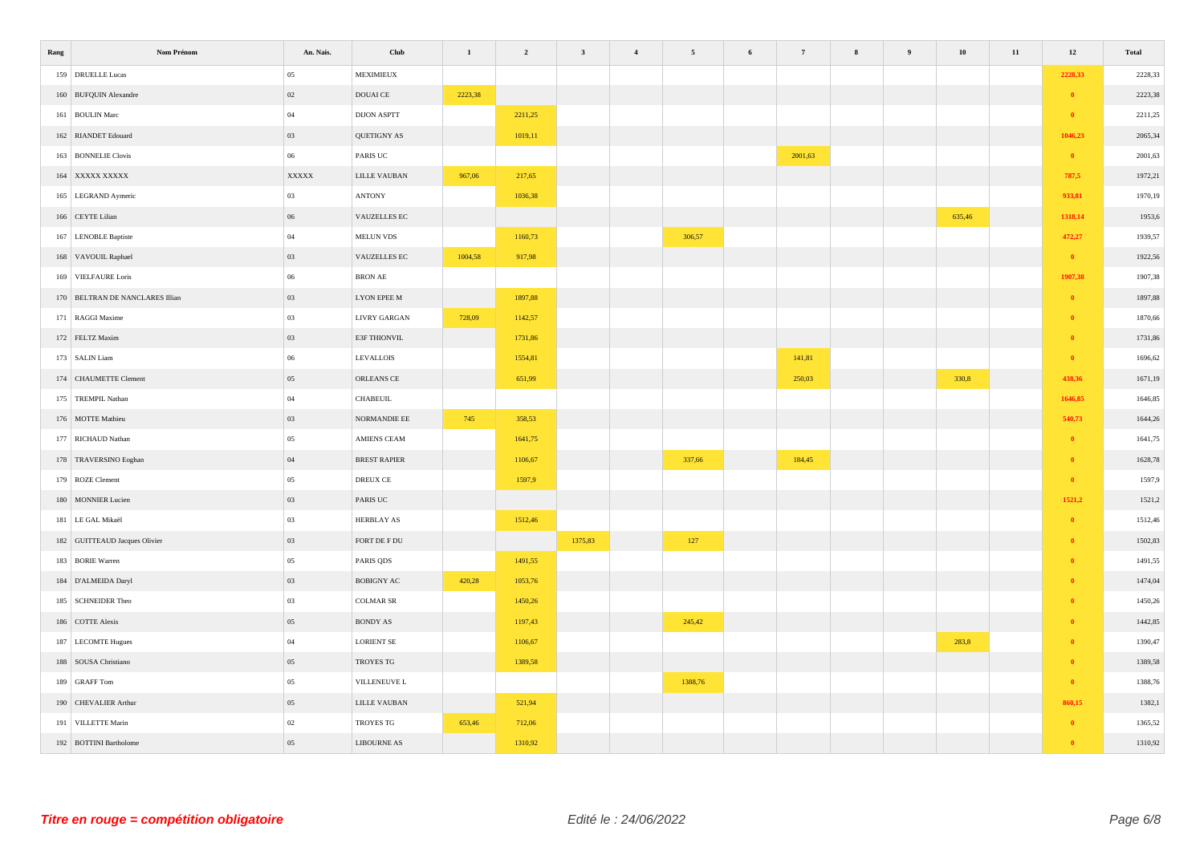| Rang | Nom Prénom | An. Nais. | Club | 1 | 2 | 3 | 4 | 5 | 6 | 7 | 8 | 9 | 10 | 11 | 12 | Total |
|---|---|---|---|---|---|---|---|---|---|---|---|---|---|---|---|---|
| 159 | DRUELLE Lucas | 05 | MEXIMIEUX | | | | | | | | | | | | 2228,33 | 2228,33 |
| 160 | BUFQUIN Alexandre | 02 | DOUAI CE | 2223,38 | | | | | | | | | | | 0 | 2223,38 |
| 161 | BOULIN Marc | 04 | DIJON ASPTT | | 2211,25 | | | | | | | | | | 0 | 2211,25 |
| 162 | RIANDET Edouard | 03 | QUETIGNY AS | | 1019,11 | | | | | | | | | | 1046,23 | 2065,34 |
| 163 | BONNELIE Clovis | 06 | PARIS UC | | | | | | | 2001,63 | | | | | 0 | 2001,63 |
| 164 | XXXXX XXXXX | XXXXX | LILLE VAUBAN | 967,06 | 217,65 | | | | | | | | | | 787,5 | 1972,21 |
| 165 | LEGRAND Aymeric | 03 | ANTONY | | 1036,38 | | | | | | | | | | 933,81 | 1970,19 |
| 166 | CEYTE Lilian | 06 | VAUZELLES EC | | | | | | | | | | 635,46 | | 1318,14 | 1953,6 |
| 167 | LENOBLE Baptiste | 04 | MELUN VDS | | 1160,73 | | | 306,57 | | | | | | | 472,27 | 1939,57 |
| 168 | VAVOUIL Raphael | 03 | VAUZELLES EC | 1004,58 | 917,98 | | | | | | | | | | 0 | 1922,56 |
| 169 | VIELFAURE Loris | 06 | BRON AE | | | | | | | | | | | | 1907,38 | 1907,38 |
| 170 | BELTRAN DE NANCLARES Illian | 03 | LYON EPEE M | | 1897,88 | | | | | | | | | | 0 | 1897,88 |
| 171 | RAGGI Maxime | 03 | LIVRY GARGAN | 728,09 | 1142,57 | | | | | | | | | | 0 | 1870,66 |
| 172 | FELTZ Maxim | 03 | E3F THIONVIL | | 1731,86 | | | | | | | | | | 0 | 1731,86 |
| 173 | SALIN Liam | 06 | LEVALLOIS | | 1554,81 | | | | | 141,81 | | | | | 0 | 1696,62 |
| 174 | CHAUMETTE Clement | 05 | ORLEANS CE | | 651,99 | | | | | 250,03 | | | 330,8 | | 438,36 | 1671,19 |
| 175 | TREMPIL Nathan | 04 | CHABEUIL | | | | | | | | | | | | 1646,85 | 1646,85 |
| 176 | MOTTE Mathieu | 03 | NORMANDIE EE | 745 | 358,53 | | | | | | | | | | 540,73 | 1644,26 |
| 177 | RICHAUD Nathan | 05 | AMIENS CEAM | | 1641,75 | | | | | | | | | | 0 | 1641,75 |
| 178 | TRAVERSINO Eoghan | 04 | BREST RAPIER | | 1106,67 | | | 337,66 | | 184,45 | | | | | 0 | 1628,78 |
| 179 | ROZE Clement | 05 | DREUX CE | | 1597,9 | | | | | | | | | | 0 | 1597,9 |
| 180 | MONNIER Lucien | 03 | PARIS UC | | | | | | | | | | | | 1521,2 | 1521,2 |
| 181 | LE GAL Mikaël | 03 | HERBLAY AS | | 1512,46 | | | | | | | | | | 0 | 1512,46 |
| 182 | GUITTEAUD Jacques Olivier | 03 | FORT DE F DU | | | 1375,83 | | 127 | | | | | | | 0 | 1502,83 |
| 183 | BORIE Warren | 05 | PARIS QDS | | 1491,55 | | | | | | | | | | 0 | 1491,55 |
| 184 | D'ALMEIDA Daryl | 03 | BOBIGNY AC | 420,28 | 1053,76 | | | | | | | | | | 0 | 1474,04 |
| 185 | SCHNEIDER Theo | 03 | COLMAR SR | | 1450,26 | | | | | | | | | | 0 | 1450,26 |
| 186 | COTTE Alexis | 05 | BONDY AS | | 1197,43 | | | 245,42 | | | | | | | 0 | 1442,85 |
| 187 | LECOMTE Hugues | 04 | LORIENT SE | | 1106,67 | | | | | | | | 283,8 | | 0 | 1390,47 |
| 188 | SOUSA Christiano | 05 | TROYES TG | | 1389,58 | | | | | | | | | | 0 | 1389,58 |
| 189 | GRAFF Tom | 05 | VILLENEUVE L | | | | | 1388,76 | | | | | | | 0 | 1388,76 |
| 190 | CHEVALIER Arthur | 05 | LILLE VAUBAN | | 521,94 | | | | | | | | | | 860,15 | 1382,1 |
| 191 | VILLETTE Marin | 02 | TROYES TG | 653,46 | 712,06 | | | | | | | | | | 0 | 1365,52 |
| 192 | BOTTINI Bartholome | 05 | LIBOURNE AS | | 1310,92 | | | | | | | | | | 0 | 1310,92 |

*Titre en rouge = compétition obligatoire*

*Edité le : 24/06/2022*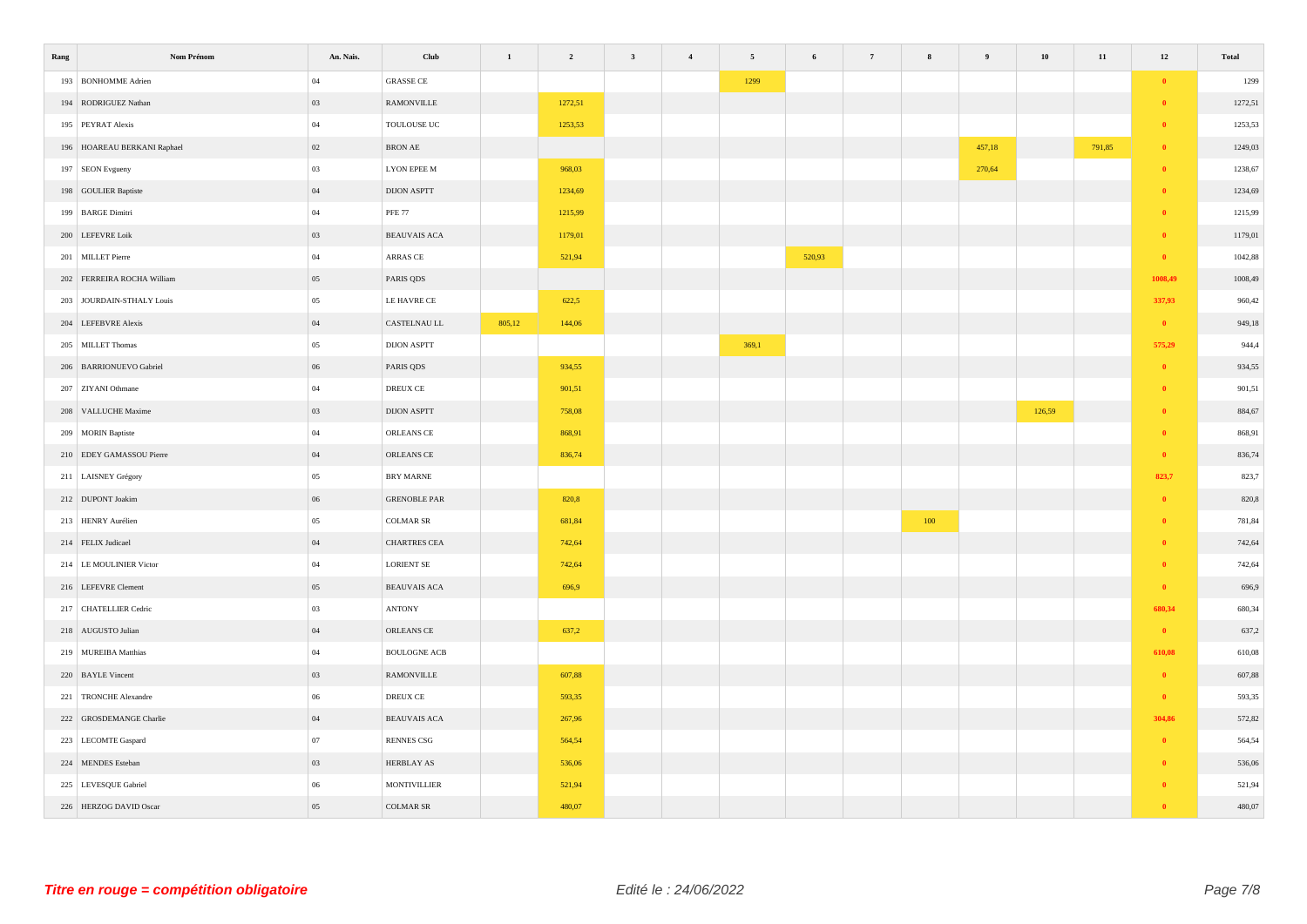| Rang | Nom Prénom | An. Nais. | Club | 1 | 2 | 3 | 4 | 5 | 6 | 7 | 8 | 9 | 10 | 11 | 12 | Total |
|---|---|---|---|---|---|---|---|---|---|---|---|---|---|---|---|---|
| 193 | BONHOMME Adrien | 04 | GRASSE CE | | | | | 1299 | | | | | | | 0 | 1299 |
| 194 | RODRIGUEZ Nathan | 03 | RAMONVILLE | | 1272,51 | | | | | | | | | | 0 | 1272,51 |
| 195 | PEYRAT Alexis | 04 | TOULOUSE UC | | 1253,53 | | | | | | | | | | 0 | 1253,53 |
| 196 | HOAREAU BERKANI Raphael | 02 | BRON AE | | | | | | | | | 457,18 | | 791,85 | 0 | 1249,03 |
| 197 | SEON Evgueny | 03 | LYON EPEE M | | 968,03 | | | | | | | 270,64 | | | 0 | 1238,67 |
| 198 | GOULIER Baptiste | 04 | DIJON ASPTT | | 1234,69 | | | | | | | | | | 0 | 1234,69 |
| 199 | BARGE Dimitri | 04 | PFE 77 | | 1215,99 | | | | | | | | | | 0 | 1215,99 |
| 200 | LEFEVRE Loik | 03 | BEAUVAIS ACA | | 1179,01 | | | | | | | | | | 0 | 1179,01 |
| 201 | MILLET Pierre | 04 | ARRAS CE | | 521,94 | | | | 520,93 | | | | | | 0 | 1042,88 |
| 202 | FERREIRA ROCHA William | 05 | PARIS QDS | | | | | | | | | | | | 1008,49 | 1008,49 |
| 203 | JOURDAIN-STHALY Louis | 05 | LE HAVRE CE | | 622,5 | | | | | | | | | | 337,93 | 960,42 |
| 204 | LEFEBVRE Alexis | 04 | CASTELNAU LL | 805,12 | 144,06 | | | | | | | | | | 0 | 949,18 |
| 205 | MILLET Thomas | 05 | DIJON ASPTT | | | | | 369,1 | | | | | | | 575,29 | 944,4 |
| 206 | BARRIONUEVO Gabriel | 06 | PARIS QDS | | 934,55 | | | | | | | | | | 0 | 934,55 |
| 207 | ZIYANI Othmane | 04 | DREUX CE | | 901,51 | | | | | | | | | | 0 | 901,51 |
| 208 | VALLUCHE Maxime | 03 | DIJON ASPTT | | 758,08 | | | | | | | | 126,59 | | 0 | 884,67 |
| 209 | MORIN Baptiste | 04 | ORLEANS CE | | 868,91 | | | | | | | | | | 0 | 868,91 |
| 210 | EDEY GAMASSOU Pierre | 04 | ORLEANS CE | | 836,74 | | | | | | | | | | 0 | 836,74 |
| 211 | LAISNEY Grégory | 05 | BRY MARNE | | | | | | | | | | | | 823,7 | 823,7 |
| 212 | DUPONT Joakim | 06 | GRENOBLE PAR | | 820,8 | | | | | | | | | | 0 | 820,8 |
| 213 | HENRY Aurélien | 05 | COLMAR SR | | 681,84 | | | | | | 100 | | | | 0 | 781,84 |
| 214 | FELIX Judicael | 04 | CHARTRES CEA | | 742,64 | | | | | | | | | | 0 | 742,64 |
| 214 | LE MOULINIER Victor | 04 | LORIENT SE | | 742,64 | | | | | | | | | | 0 | 742,64 |
| 216 | LEFEVRE Clement | 05 | BEAUVAIS ACA | | 696,9 | | | | | | | | | | 0 | 696,9 |
| 217 | CHATELLIER Cedric | 03 | ANTONY | | | | | | | | | | | | 680,34 | 680,34 |
| 218 | AUGUSTO Julian | 04 | ORLEANS CE | | 637,2 | | | | | | | | | | 0 | 637,2 |
| 219 | MUREIBA Matthias | 04 | BOULOGNE ACB | | | | | | | | | | | | 610,08 | 610,08 |
| 220 | BAYLE Vincent | 03 | RAMONVILLE | | 607,88 | | | | | | | | | | 0 | 607,88 |
| 221 | TRONCHE Alexandre | 06 | DREUX CE | | 593,35 | | | | | | | | | | 0 | 593,35 |
| 222 | GROSDEMANGE Charlie | 04 | BEAUVAIS ACA | | 267,96 | | | | | | | | | | 304,86 | 572,82 |
| 223 | LECOMTE Gaspard | 07 | RENNES CSG | | 564,54 | | | | | | | | | | 0 | 564,54 |
| 224 | MENDES Esteban | 03 | HERBLAY AS | | 536,06 | | | | | | | | | | 0 | 536,06 |
| 225 | LEVESQUE Gabriel | 06 | MONTIVILLIER | | 521,94 | | | | | | | | | | 0 | 521,94 |
| 226 | HERZOG DAVID Oscar | 05 | COLMAR SR | | 480,07 | | | | | | | | | | 0 | 480,07 |

*Titre en rouge = compétition obligatoire*

*Edité le : 24/06/2022*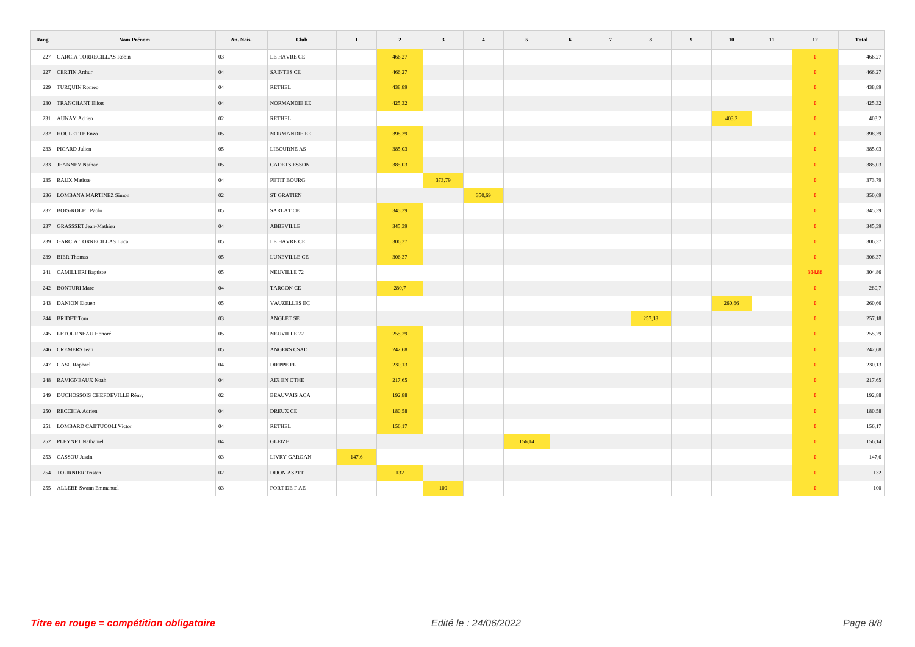| Rang | Nom Prénom | An. Nais. | Club | 1 | 2 | 3 | 4 | 5 | 6 | 7 | 8 | 9 | 10 | 11 | 12 | Total |
|---|---|---|---|---|---|---|---|---|---|---|---|---|---|---|---|---|
| 227 | GARCIA TORRECILLAS Robin | 03 | LE HAVRE CE | | 466,27 | | | | | | | | | | 0 | 466,27 |
| 227 | CERTIN Arthur | 04 | SAINTES CE | | 466,27 | | | | | | | | | | 0 | 466,27 |
| 229 | TURQUIN Romeo | 04 | RETHEL | | 438,89 | | | | | | | | | | 0 | 438,89 |
| 230 | TRANCHANT Eliott | 04 | NORMANDIE EE | | 425,32 | | | | | | | | | | 0 | 425,32 |
| 231 | AUNAY Adrien | 02 | RETHEL | | | | | | | | | | 403,2 | | 0 | 403,2 |
| 232 | HOULETTE Enzo | 05 | NORMANDIE EE | | 398,39 | | | | | | | | | | 0 | 398,39 |
| 233 | PICARD Julien | 05 | LIBOURNE AS | | 385,03 | | | | | | | | | | 0 | 385,03 |
| 233 | JEANNEY Nathan | 05 | CADETS ESSON | | 385,03 | | | | | | | | | | 0 | 385,03 |
| 235 | RAUX Matisse | 04 | PETIT BOURG | | | 373,79 | | | | | | | | | 0 | 373,79 |
| 236 | LOMBANA MARTINEZ Simon | 02 | ST GRATIEN | | | | 350,69 | | | | | | | | 0 | 350,69 |
| 237 | BOIS-ROLET Paolo | 05 | SARLAT CE | | 345,39 | | | | | | | | | | 0 | 345,39 |
| 237 | GRASSSET Jean-Mathieu | 04 | ABBEVILLE | | 345,39 | | | | | | | | | | 0 | 345,39 |
| 239 | GARCIA TORRECILLAS Luca | 05 | LE HAVRE CE | | 306,37 | | | | | | | | | | 0 | 306,37 |
| 239 | BIER Thomas | 05 | LUNEVILLE CE | | 306,37 | | | | | | | | | | 0 | 306,37 |
| 241 | CAMILLERI Baptiste | 05 | NEUVILLE 72 | | | | | | | | | | | | 304,86 | 304,86 |
| 242 | BONTURI Marc | 04 | TARGON CE | | 280,7 | | | | | | | | | | 0 | 280,7 |
| 243 | DANION Elouen | 05 | VAUZELLES EC | | | | | | | | | | 260,66 | | 0 | 260,66 |
| 244 | BRIDET Tom | 03 | ANGLET SE | | | | | | | | 257,18 | | | | 0 | 257,18 |
| 245 | LETOURNEAU Honoré | 05 | NEUVILLE 72 | | 255,29 | | | | | | | | | | 0 | 255,29 |
| 246 | CREMERS Jean | 05 | ANGERS CSAD | | 242,68 | | | | | | | | | | 0 | 242,68 |
| 247 | GASC Raphael | 04 | DIEPPE FL | | 230,13 | | | | | | | | | | 0 | 230,13 |
| 248 | RAVIGNEAUX Noah | 04 | AIX EN OTHE | | 217,65 | | | | | | | | | | 0 | 217,65 |
| 249 | DUCHOSSOIS CHEFDEVILLE Rémy | 02 | BEAUVAIS ACA | | 192,88 | | | | | | | | | | 0 | 192,88 |
| 250 | RECCHIA Adrien | 04 | DREUX CE | | 180,58 | | | | | | | | | | 0 | 180,58 |
| 251 | LOMBARD CAIITUCOLI Victor | 04 | RETHEL | | 156,17 | | | | | | | | | | 0 | 156,17 |
| 252 | PLEYNET Nathaniel | 04 | GLEIZE | | | | | 156,14 | | | | | | | 0 | 156,14 |
| 253 | CASSOU Justin | 03 | LIVRY GARGAN | 147,6 | | | | | | | | | | | 0 | 147,6 |
| 254 | TOURNIER Tristan | 02 | DIJON ASPTT | | 132 | | | | | | | | | | 0 | 132 |
| 255 | ALLEBE Swann Emmanuel | 03 | FORT DE F AE | | | 100 | | | | | | | | | 0 | 100 |

*Titre en rouge = compétition obligatoire*

*Edité le : 24/06/2022*